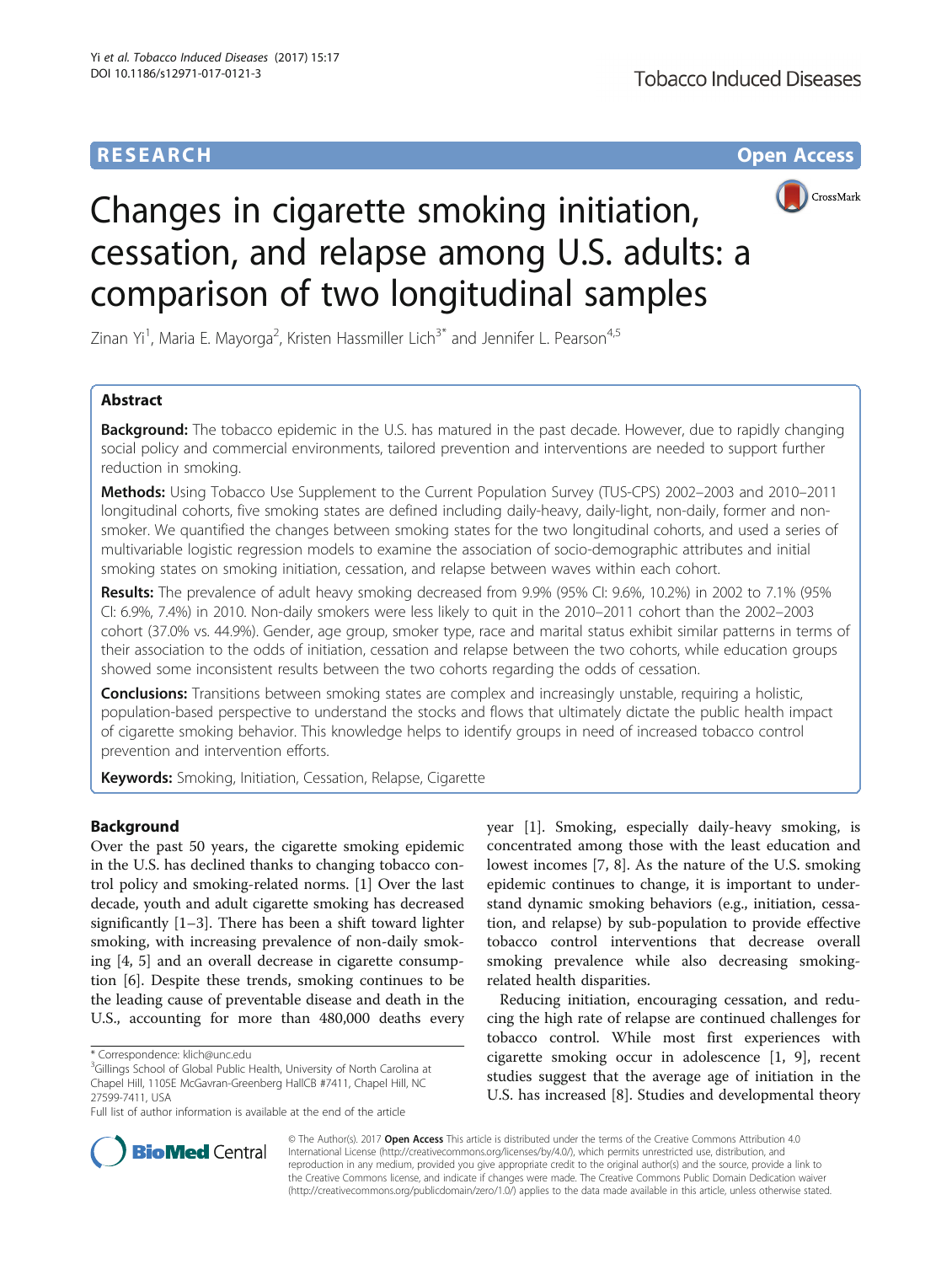RESEARCH Open Access

# Changes in cigarette smoking initiation, cessation, and relapse among U.S. adults: a comparison of two longitudinal samples

Zinan Yi[1], Maria E. Mayorga[2], Kristen Hassmiller Lich[3*] and Jennifer L. Pearson[4,5]

## Abstract

**Background:** The tobacco epidemic in the U.S. has matured in the past decade. However, due to rapidly changing social policy and commercial environments, tailored prevention and interventions are needed to support further reduction in smoking.

**Methods:** Using Tobacco Use Supplement to the Current Population Survey (TUS-CPS) 2002–2003 and 2010–2011 longitudinal cohorts, five smoking states are defined including daily-heavy, daily-light, non-daily, former and non-smoker. We quantified the changes between smoking states for the two longitudinal cohorts, and used a series of multivariable logistic regression models to examine the association of socio-demographic attributes and initial smoking states on smoking initiation, cessation, and relapse between waves within each cohort.

**Results:** The prevalence of adult heavy smoking decreased from 9.9% (95% CI: 9.6%, 10.2%) in 2002 to 7.1% (95% CI: 6.9%, 7.4%) in 2010. Non-daily smokers were less likely to quit in the 2010–2011 cohort than the 2002–2003 cohort (37.0% vs. 44.9%). Gender, age group, smoker type, race and marital status exhibit similar patterns in terms of their association to the odds of initiation, cessation and relapse between the two cohorts, while education groups showed some inconsistent results between the two cohorts regarding the odds of cessation.

**Conclusions:** Transitions between smoking states are complex and increasingly unstable, requiring a holistic, population-based perspective to understand the stocks and flows that ultimately dictate the public health impact of cigarette smoking behavior. This knowledge helps to identify groups in need of increased tobacco control prevention and intervention efforts.

**Keywords:** Smoking, Initiation, Cessation, Relapse, Cigarette

## Background

Over the past 50 years, the cigarette smoking epidemic in the U.S. has declined thanks to changing tobacco control policy and smoking-related norms. [1] Over the last decade, youth and adult cigarette smoking has decreased significantly [1–3]. There has been a shift toward lighter smoking, with increasing prevalence of non-daily smoking [4, 5] and an overall decrease in cigarette consumption [6]. Despite these trends, smoking continues to be the leading cause of preventable disease and death in the U.S., accounting for more than 480,000 deaths every year [1]. Smoking, especially daily-heavy smoking, is concentrated among those with the least education and lowest incomes [7, 8]. As the nature of the U.S. smoking epidemic continues to change, it is important to understand dynamic smoking behaviors (e.g., initiation, cessation, and relapse) by sub-population to provide effective tobacco control interventions that decrease overall smoking prevalence while also decreasing smoking-related health disparities.

Reducing initiation, encouraging cessation, and reducing the high rate of relapse are continued challenges for tobacco control. While most first experiences with cigarette smoking occur in adolescence [1, 9], recent studies suggest that the average age of initiation in the U.S. has increased [8]. Studies and developmental theory

\* Correspondence: klich@unc.edu

[3]Gillings School of Global Public Health, University of North Carolina at Chapel Hill, 1105E McGavran-Greenberg HallCB #7411, Chapel Hill, NC 27599-7411, USA

Full list of author information is available at the end of the article

© The Author(s). 2017 **Open Access** This article is distributed under the terms of the Creative Commons Attribution 4.0 International License (http://creativecommons.org/licenses/by/4.0/), which permits unrestricted use, distribution, and reproduction in any medium, provided you give appropriate credit to the original author(s) and the source, provide a link to the Creative Commons license, and indicate if changes were made. The Creative Commons Public Domain Dedication waiver (http://creativecommons.org/publicdomain/zero/1.0/) applies to the data made available in this article, unless otherwise stated.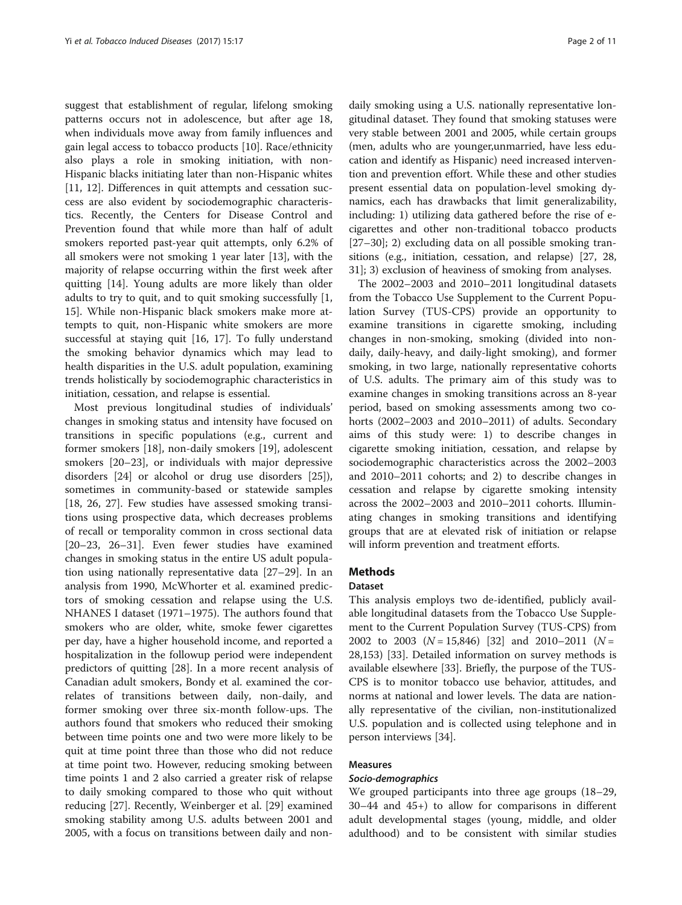suggest that establishment of regular, lifelong smoking patterns occurs not in adolescence, but after age 18, when individuals move away from family influences and gain legal access to tobacco products [10]. Race/ethnicity also plays a role in smoking initiation, with non-Hispanic blacks initiating later than non-Hispanic whites [11, 12]. Differences in quit attempts and cessation success are also evident by sociodemographic characteristics. Recently, the Centers for Disease Control and Prevention found that while more than half of adult smokers reported past-year quit attempts, only 6.2% of all smokers were not smoking 1 year later [13], with the majority of relapse occurring within the first week after quitting [14]. Young adults are more likely than older adults to try to quit, and to quit smoking successfully [1, 15]. While non-Hispanic black smokers make more attempts to quit, non-Hispanic white smokers are more successful at staying quit [16, 17]. To fully understand the smoking behavior dynamics which may lead to health disparities in the U.S. adult population, examining trends holistically by sociodemographic characteristics in initiation, cessation, and relapse is essential.

Most previous longitudinal studies of individuals' changes in smoking status and intensity have focused on transitions in specific populations (e.g., current and former smokers [18], non-daily smokers [19], adolescent smokers [20–23], or individuals with major depressive disorders [24] or alcohol or drug use disorders [25]), sometimes in community-based or statewide samples [18, 26, 27]. Few studies have assessed smoking transitions using prospective data, which decreases problems of recall or temporality common in cross sectional data [20–23, 26–31]. Even fewer studies have examined changes in smoking status in the entire US adult population using nationally representative data [27–29]. In an analysis from 1990, McWhorter et al. examined predictors of smoking cessation and relapse using the U.S. NHANES I dataset (1971–1975). The authors found that smokers who are older, white, smoke fewer cigarettes per day, have a higher household income, and reported a hospitalization in the followup period were independent predictors of quitting [28]. In a more recent analysis of Canadian adult smokers, Bondy et al. examined the correlates of transitions between daily, non-daily, and former smoking over three six-month follow-ups. The authors found that smokers who reduced their smoking between time points one and two were more likely to be quit at time point three than those who did not reduce at time point two. However, reducing smoking between time points 1 and 2 also carried a greater risk of relapse to daily smoking compared to those who quit without reducing [27]. Recently, Weinberger et al. [29] examined smoking stability among U.S. adults between 2001 and 2005, with a focus on transitions between daily and non-daily smoking using a U.S. nationally representative longitudinal dataset. They found that smoking statuses were very stable between 2001 and 2005, while certain groups (men, adults who are younger,unmarried, have less education and identify as Hispanic) need increased intervention and prevention effort. While these and other studies present essential data on population-level smoking dynamics, each has drawbacks that limit generalizability, including: 1) utilizing data gathered before the rise of e-cigarettes and other non-traditional tobacco products [27–30]; 2) excluding data on all possible smoking transitions (e.g., initiation, cessation, and relapse) [27, 28, 31]; 3) exclusion of heaviness of smoking from analyses.

The 2002–2003 and 2010–2011 longitudinal datasets from the Tobacco Use Supplement to the Current Population Survey (TUS-CPS) provide an opportunity to examine transitions in cigarette smoking, including changes in non-smoking, smoking (divided into non-daily, daily-heavy, and daily-light smoking), and former smoking, in two large, nationally representative cohorts of U.S. adults. The primary aim of this study was to examine changes in smoking transitions across an 8-year period, based on smoking assessments among two cohorts (2002–2003 and 2010–2011) of adults. Secondary aims of this study were: 1) to describe changes in cigarette smoking initiation, cessation, and relapse by sociodemographic characteristics across the 2002–2003 and 2010–2011 cohorts; and 2) to describe changes in cessation and relapse by cigarette smoking intensity across the 2002–2003 and 2010–2011 cohorts. Illuminating changes in smoking transitions and identifying groups that are at elevated risk of initiation or relapse will inform prevention and treatment efforts.

## Methods

### Dataset

This analysis employs two de-identified, publicly available longitudinal datasets from the Tobacco Use Supplement to the Current Population Survey (TUS-CPS) from 2002 to 2003 ($N = 15,846$) [32] and 2010–2011 ($N = 28,153$) [33]. Detailed information on survey methods is available elsewhere [33]. Briefly, the purpose of the TUS-CPS is to monitor tobacco use behavior, attitudes, and norms at national and lower levels. The data are nationally representative of the civilian, non-institutionalized U.S. population and is collected using telephone and in person interviews [34].

### Measures

#### *Socio-demographics*

We grouped participants into three age groups (18–29, 30–44 and 45+) to allow for comparisons in different adult developmental stages (young, middle, and older adulthood) and to be consistent with similar studies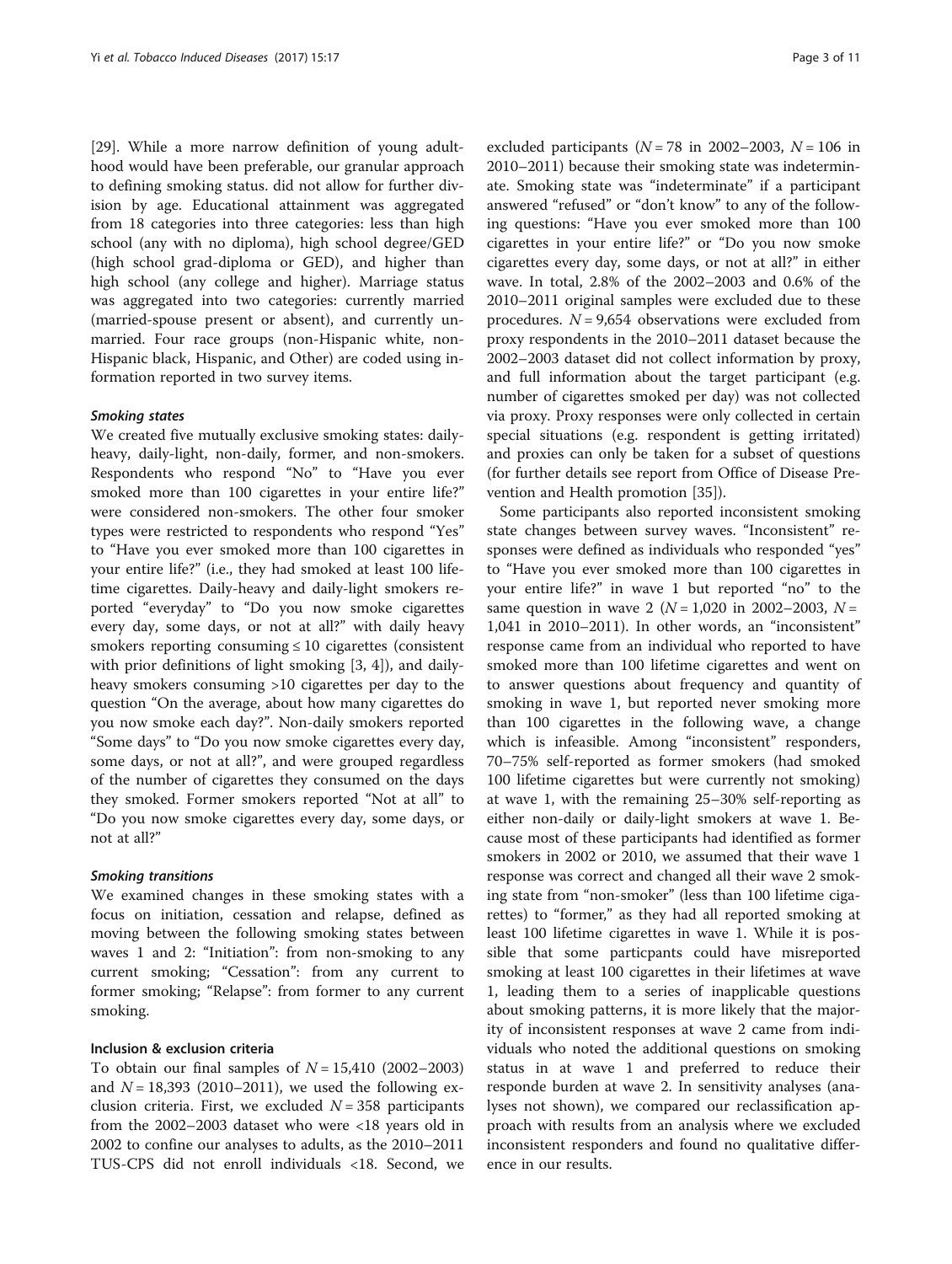[29]. While a more narrow definition of young adulthood would have been preferable, our granular approach to defining smoking status. did not allow for further division by age. Educational attainment was aggregated from 18 categories into three categories: less than high school (any with no diploma), high school degree/GED (high school grad-diploma or GED), and higher than high school (any college and higher). Marriage status was aggregated into two categories: currently married (married-spouse present or absent), and currently unmarried. Four race groups (non-Hispanic white, non-Hispanic black, Hispanic, and Other) are coded using information reported in two survey items.

#### *Smoking states*

We created five mutually exclusive smoking states: daily-heavy, daily-light, non-daily, former, and non-smokers. Respondents who respond "No" to "Have you ever smoked more than 100 cigarettes in your entire life?" were considered non-smokers. The other four smoker types were restricted to respondents who respond "Yes" to "Have you ever smoked more than 100 cigarettes in your entire life?" (i.e., they had smoked at least 100 lifetime cigarettes. Daily-heavy and daily-light smokers reported "everyday" to "Do you now smoke cigarettes every day, some days, or not at all?" with daily heavy smokers reporting consuming ≤ 10 cigarettes (consistent with prior definitions of light smoking [3, 4]), and daily-heavy smokers consuming >10 cigarettes per day to the question "On the average, about how many cigarettes do you now smoke each day?". Non-daily smokers reported "Some days" to "Do you now smoke cigarettes every day, some days, or not at all?", and were grouped regardless of the number of cigarettes they consumed on the days they smoked. Former smokers reported "Not at all" to "Do you now smoke cigarettes every day, some days, or not at all?"

#### *Smoking transitions*

We examined changes in these smoking states with a focus on initiation, cessation and relapse, defined as moving between the following smoking states between waves 1 and 2: "Initiation": from non-smoking to any current smoking; "Cessation": from any current to former smoking; "Relapse": from former to any current smoking.

### Inclusion & exclusion criteria

To obtain our final samples of $N = 15{,}410$ (2002–2003) and $N = 18{,}393$ (2010–2011), we used the following exclusion criteria. First, we excluded $N = 358$ participants from the 2002–2003 dataset who were <18 years old in 2002 to confine our analyses to adults, as the 2010–2011 TUS-CPS did not enroll individuals <18. Second, we excluded participants ($N = 78$ in 2002–2003, $N = 106$ in 2010–2011) because their smoking state was indeterminate. Smoking state was "indeterminate" if a participant answered "refused" or "don't know" to any of the following questions: "Have you ever smoked more than 100 cigarettes in your entire life?" or "Do you now smoke cigarettes every day, some days, or not at all?" in either wave. In total, 2.8% of the 2002–2003 and 0.6% of the 2010–2011 original samples were excluded due to these procedures. $N = 9{,}654$ observations were excluded from proxy respondents in the 2010–2011 dataset because the 2002–2003 dataset did not collect information by proxy, and full information about the target participant (e.g. number of cigarettes smoked per day) was not collected via proxy. Proxy responses were only collected in certain special situations (e.g. respondent is getting irritated) and proxies can only be taken for a subset of questions (for further details see report from Office of Disease Prevention and Health promotion [35]).

Some participants also reported inconsistent smoking state changes between survey waves. "Inconsistent" responses were defined as individuals who responded "yes" to "Have you ever smoked more than 100 cigarettes in your entire life?" in wave 1 but reported "no" to the same question in wave 2 ($N = 1{,}020$ in 2002–2003, $N = 1{,}041$ in 2010–2011). In other words, an "inconsistent" response came from an individual who reported to have smoked more than 100 lifetime cigarettes and went on to answer questions about frequency and quantity of smoking in wave 1, but reported never smoking more than 100 cigarettes in the following wave, a change which is infeasible. Among "inconsistent" responders, 70–75% self-reported as former smokers (had smoked 100 lifetime cigarettes but were currently not smoking) at wave 1, with the remaining 25–30% self-reporting as either non-daily or daily-light smokers at wave 1. Because most of these participants had identified as former smokers in 2002 or 2010, we assumed that their wave 1 response was correct and changed all their wave 2 smoking state from "non-smoker" (less than 100 lifetime cigarettes) to "former," as they had all reported smoking at least 100 lifetime cigarettes in wave 1. While it is possible that some particpants could have misreported smoking at least 100 cigarettes in their lifetimes at wave 1, leading them to a series of inapplicable questions about smoking patterns, it is more likely that the majority of inconsistent responses at wave 2 came from individuals who noted the additional questions on smoking status in at wave 1 and preferred to reduce their responde burden at wave 2. In sensitivity analyses (analyses not shown), we compared our reclassification approach with results from an analysis where we excluded inconsistent responders and found no qualitative difference in our results.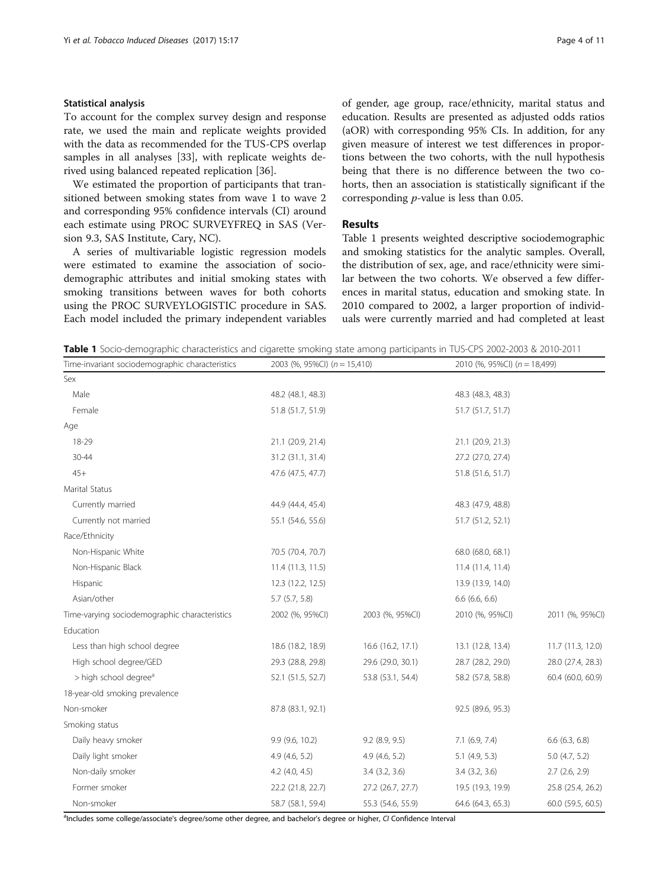### Statistical analysis

To account for the complex survey design and response rate, we used the main and replicate weights provided with the data as recommended for the TUS-CPS overlap samples in all analyses [33], with replicate weights derived using balanced repeated replication [36].

We estimated the proportion of participants that transitioned between smoking states from wave 1 to wave 2 and corresponding 95% confidence intervals (CI) around each estimate using PROC SURVEYFREQ in SAS (Version 9.3, SAS Institute, Cary, NC).

A series of multivariable logistic regression models were estimated to examine the association of sociodemographic attributes and initial smoking states with smoking transitions between waves for both cohorts using the PROC SURVEYLOGISTIC procedure in SAS. Each model included the primary independent variables of gender, age group, race/ethnicity, marital status and education. Results are presented as adjusted odds ratios (aOR) with corresponding 95% CIs. In addition, for any given measure of interest we test differences in proportions between the two cohorts, with the null hypothesis being that there is no difference between the two cohorts, then an association is statistically significant if the corresponding $p$-value is less than 0.05.

## Results

Table 1 presents weighted descriptive sociodemographic and smoking statistics for the analytic samples. Overall, the distribution of sex, age, and race/ethnicity were similar between the two cohorts. We observed a few differences in marital status, education and smoking state. In 2010 compared to 2002, a larger proportion of individuals were currently married and had completed at least

**Table 1** Socio-demographic characteristics and cigarette smoking state among participants in TUS-CPS 2002-2003 & 2010-2011

| Time-invariant sociodemographic characteristics | 2003 (%, 95%CI) ($n = 15,410$) | | 2010 (%, 95%CI) ($n = 18,499$) | |
|---|---|---|---|---|
| Sex | | | | |
| Male | 48.2 (48.1, 48.3) | | 48.3 (48.3, 48.3) | |
| Female | 51.8 (51.7, 51.9) | | 51.7 (51.7, 51.7) | |
| Age | | | | |
| 18-29 | 21.1 (20.9, 21.4) | | 21.1 (20.9, 21.3) | |
| 30-44 | 31.2 (31.1, 31.4) | | 27.2 (27.0, 27.4) | |
| 45+ | 47.6 (47.5, 47.7) | | 51.8 (51.6, 51.7) | |
| Marital Status | | | | |
| Currently married | 44.9 (44.4, 45.4) | | 48.3 (47.9, 48.8) | |
| Currently not married | 55.1 (54.6, 55.6) | | 51.7 (51.2, 52.1) | |
| Race/Ethnicity | | | | |
| Non-Hispanic White | 70.5 (70.4, 70.7) | | 68.0 (68.0, 68.1) | |
| Non-Hispanic Black | 11.4 (11.3, 11.5) | | 11.4 (11.4, 11.4) | |
| Hispanic | 12.3 (12.2, 12.5) | | 13.9 (13.9, 14.0) | |
| Asian/other | 5.7 (5.7, 5.8) | | 6.6 (6.6, 6.6) | |
| Time-varying sociodemographic characteristics | 2002 (%, 95%CI) | 2003 (%, 95%CI) | 2010 (%, 95%CI) | 2011 (%, 95%CI) |
| Education | | | | |
| Less than high school degree | 18.6 (18.2, 18.9) | 16.6 (16.2, 17.1) | 13.1 (12.8, 13.4) | 11.7 (11.3, 12.0) |
| High school degree/GED | 29.3 (28.8, 29.8) | 29.6 (29.0, 30.1) | 28.7 (28.2, 29.0) | 28.0 (27.4, 28.3) |
| > high school degree[a] | 52.1 (51.5, 52.7) | 53.8 (53.1, 54.4) | 58.2 (57.8, 58.8) | 60.4 (60.0, 60.9) |
| 18-year-old smoking prevalence | | | | |
| Non-smoker | 87.8 (83.1, 92.1) | | 92.5 (89.6, 95.3) | |
| Smoking status | | | | |
| Daily heavy smoker | 9.9 (9.6, 10.2) | 9.2 (8.9, 9.5) | 7.1 (6.9, 7.4) | 6.6 (6.3, 6.8) |
| Daily light smoker | 4.9 (4.6, 5.2) | 4.9 (4.6, 5.2) | 5.1 (4.9, 5.3) | 5.0 (4.7, 5.2) |
| Non-daily smoker | 4.2 (4.0, 4.5) | 3.4 (3.2, 3.6) | 3.4 (3.2, 3.6) | 2.7 (2.6, 2.9) |
| Former smoker | 22.2 (21.8, 22.7) | 27.2 (26.7, 27.7) | 19.5 (19.3, 19.9) | 25.8 (25.4, 26.2) |
| Non-smoker | 58.7 (58.1, 59.4) | 55.3 (54.6, 55.9) | 64.6 (64.3, 65.3) | 60.0 (59.5, 60.5) |

[a]Includes some college/associate's degree/some other degree, and bachelor's degree or higher, *CI* Confidence Interval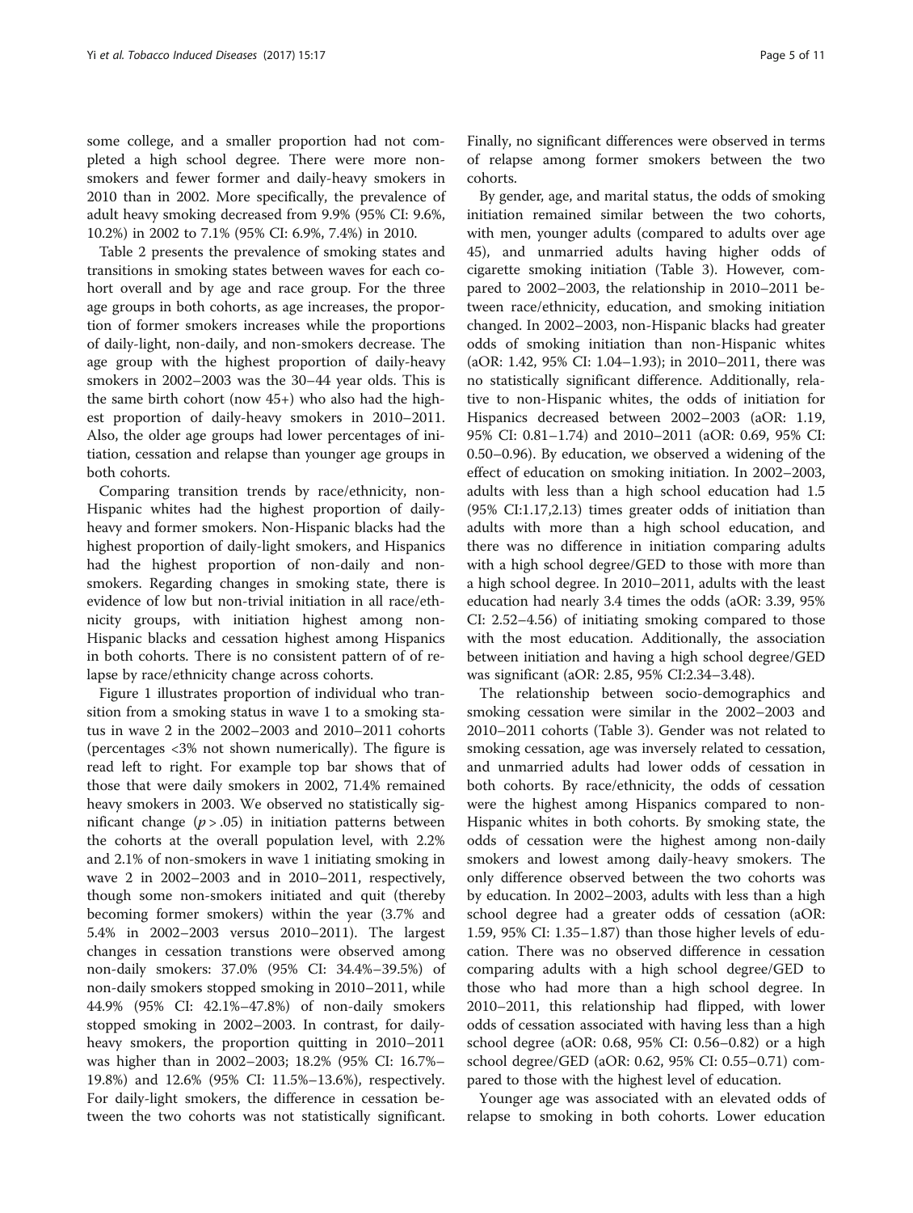some college, and a smaller proportion had not completed a high school degree. There were more non-smokers and fewer former and daily-heavy smokers in 2010 than in 2002. More specifically, the prevalence of adult heavy smoking decreased from 9.9% (95% CI: 9.6%, 10.2%) in 2002 to 7.1% (95% CI: 6.9%, 7.4%) in 2010.

Table 2 presents the prevalence of smoking states and transitions in smoking states between waves for each cohort overall and by age and race group. For the three age groups in both cohorts, as age increases, the proportion of former smokers increases while the proportions of daily-light, non-daily, and non-smokers decrease. The age group with the highest proportion of daily-heavy smokers in 2002–2003 was the 30–44 year olds. This is the same birth cohort (now 45+) who also had the highest proportion of daily-heavy smokers in 2010–2011. Also, the older age groups had lower percentages of initiation, cessation and relapse than younger age groups in both cohorts.

Comparing transition trends by race/ethnicity, non-Hispanic whites had the highest proportion of daily-heavy and former smokers. Non-Hispanic blacks had the highest proportion of daily-light smokers, and Hispanics had the highest proportion of non-daily and non-smokers. Regarding changes in smoking state, there is evidence of low but non-trivial initiation in all race/ethnicity groups, with initiation highest among non-Hispanic blacks and cessation highest among Hispanics in both cohorts. There is no consistent pattern of of relapse by race/ethnicity change across cohorts.

Figure 1 illustrates proportion of individual who transition from a smoking status in wave 1 to a smoking status in wave 2 in the 2002–2003 and 2010–2011 cohorts (percentages <3% not shown numerically). The figure is read left to right. For example top bar shows that of those that were daily smokers in 2002, 71.4% remained heavy smokers in 2003. We observed no statistically significant change ($p > .05$) in initiation patterns between the cohorts at the overall population level, with 2.2% and 2.1% of non-smokers in wave 1 initiating smoking in wave 2 in 2002–2003 and in 2010–2011, respectively, though some non-smokers initiated and quit (thereby becoming former smokers) within the year (3.7% and 5.4% in 2002–2003 versus 2010–2011). The largest changes in cessation transtions were observed among non-daily smokers: 37.0% (95% CI: 34.4%–39.5%) of non-daily smokers stopped smoking in 2010–2011, while 44.9% (95% CI: 42.1%–47.8%) of non-daily smokers stopped smoking in 2002–2003. In contrast, for daily-heavy smokers, the proportion quitting in 2010–2011 was higher than in 2002–2003; 18.2% (95% CI: 16.7%–19.8%) and 12.6% (95% CI: 11.5%–13.6%), respectively. For daily-light smokers, the difference in cessation between the two cohorts was not statistically significant. Finally, no significant differences were observed in terms of relapse among former smokers between the two cohorts.

By gender, age, and marital status, the odds of smoking initiation remained similar between the two cohorts, with men, younger adults (compared to adults over age 45), and unmarried adults having higher odds of cigarette smoking initiation (Table 3). However, compared to 2002–2003, the relationship in 2010–2011 between race/ethnicity, education, and smoking initiation changed. In 2002–2003, non-Hispanic blacks had greater odds of smoking initiation than non-Hispanic whites (aOR: 1.42, 95% CI: 1.04–1.93); in 2010–2011, there was no statistically significant difference. Additionally, relative to non-Hispanic whites, the odds of initiation for Hispanics decreased between 2002–2003 (aOR: 1.19, 95% CI: 0.81–1.74) and 2010–2011 (aOR: 0.69, 95% CI: 0.50–0.96). By education, we observed a widening of the effect of education on smoking initiation. In 2002–2003, adults with less than a high school education had 1.5 (95% CI:1.17,2.13) times greater odds of initiation than adults with more than a high school education, and there was no difference in initiation comparing adults with a high school degree/GED to those with more than a high school degree. In 2010–2011, adults with the least education had nearly 3.4 times the odds (aOR: 3.39, 95% CI: 2.52–4.56) of initiating smoking compared to those with the most education. Additionally, the association between initiation and having a high school degree/GED was significant (aOR: 2.85, 95% CI:2.34–3.48).

The relationship between socio-demographics and smoking cessation were similar in the 2002–2003 and 2010–2011 cohorts (Table 3). Gender was not related to smoking cessation, age was inversely related to cessation, and unmarried adults had lower odds of cessation in both cohorts. By race/ethnicity, the odds of cessation were the highest among Hispanics compared to non-Hispanic whites in both cohorts. By smoking state, the odds of cessation were the highest among non-daily smokers and lowest among daily-heavy smokers. The only difference observed between the two cohorts was by education. In 2002–2003, adults with less than a high school degree had a greater odds of cessation (aOR: 1.59, 95% CI: 1.35–1.87) than those higher levels of education. There was no observed difference in cessation comparing adults with a high school degree/GED to those who had more than a high school degree. In 2010–2011, this relationship had flipped, with lower odds of cessation associated with having less than a high school degree (aOR: 0.68, 95% CI: 0.56–0.82) or a high school degree/GED (aOR: 0.62, 95% CI: 0.55–0.71) compared to those with the highest level of education.

Younger age was associated with an elevated odds of relapse to smoking in both cohorts. Lower education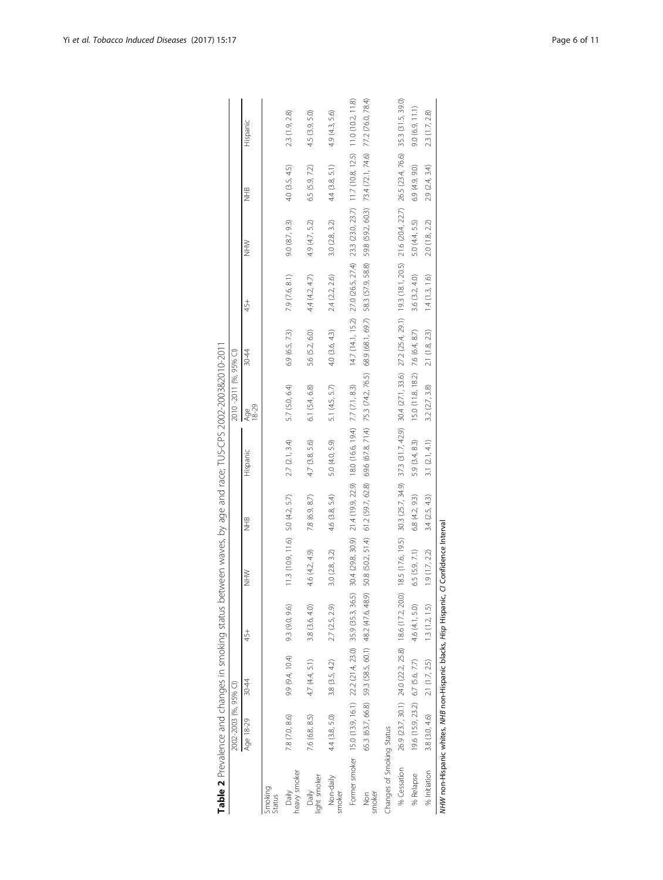**Table 2** Prevalence and changes in smoking status between waves, by age and race; TUS-CPS 2002-2003&2010-2011

| | 2002-2003 (%, 95% CI) | | | | | | 2010 -2011 (%, 95% CI) | | | | | |
|---|---|---|---|---|---|---|---|---|---|---|---|---|
| | Age 18-29 | 30-44 | 45+ | NHW | NHB | Hispanic | Age 18-29 | 30-44 | 45+ | NHW | NHB | Hispanic |
| Smoking Status | | | | | | | | | | | | |
| Daily heavy smoker | 7.8 (7.0, 8.6) | 9.9 (9.4, 10.4) | 9.3 (9.0, 9.6) | 11.3 (10.9, 11.6) | 5.0 (4.2, 5.7) | 2.7 (2.1, 3.4) | 5.7 (5.0, 6.4) | 6.9 (6.5, 7.3) | 7.9 (7.6, 8.1) | 9.0 (8.7, 9.3) | 4.0 (3.5, 4.5) | 2.3 (1.9, 2.8) |
| Daily light smoker | 7.6 (6.8, 8.5) | 4.7 (4.4, 5.1) | 3.8 (3.6, 4.0) | 4.6 (4.2, 4.9) | 7.8 (6.9, 8.7) | 4.7 (3.8, 5.6) | 6.1 (5.4, 6.8) | 5.6 (5.2, 6.0) | 4.4 (4.2, 4.7) | 4.9 (4.7, 5.2) | 6.5 (5.9, 7.2) | 4.5 (3.9, 5.0) |
| Non-daily smoker | 4.4 (3.8, 5.0) | 3.8 (3.5, 4.2) | 2.7 (2.5, 2.9) | 3.0 (2.8, 3.2) | 4.6 (3.8, 5.4) | 5.0 (4.0, 5.9) | 5.1 (4.5, 5.7) | 4.0 (3.6, 4.3) | 2.4 (2.2, 2.6) | 3.0 (2.8, 3.2) | 4.4 (3.8, 5.1) | 4.9 (4.3, 5.6) |
| Former smoker | 15.0 (13.9, 16.1) | 22.2 (21.4, 23.0) | 35.9 (35.3, 36.5) | 30.4 (29.8, 30.9) | 21.4 (19.9, 22.9) | 18.0 (16.6, 19.4) | 7.7 (7.1, 8.3) | 14.7 (14.1, 15.2) | 27.0 (26.5, 27.4) | 23.3 (23.0, 23.7) | 11.7 (10.8, 12.5) | 11.0 (10.2, 11.8) |
| Non smoker | 65.3 (63.7, 66.8) | 59.3 (58.5, 60.1) | 48.2 (47.6, 48.9) | 50.8 (50.2, 51.4) | 61.2 (59.7, 62.8) | 69.6 (67.8, 71.4) | 75.3 (74.2, 76.5) | 68.9 (68.1, 69.7) | 58.3 (57.9, 58.8) | 59.8 (59.2, 60.3) | 73.4 (72.1, 74.6) | 77.2 (76.0, 78.4) |
| Changes of Smoking Status | | | | | | | | | | | | |
| % Cessation | 26.9 (23.7, 30.1) | 24.0 (22.2, 25.8) | 18.6 (17.2, 20.0) | 18.5 (17.6, 19.5) | 30.3 (25.7, 34.9) | 37.3 (31.7, 42.9) | 30.4 (27.1, 33.6) | 27.2 (25.4, 29.1) | 19.3 (18.1, 20.5) | 21.6 (20.4, 22.7) | 26.5 (23.4, 76.6) | 35.3 (31.5, 39.0) |
| % Relapse | 19.6 (15.9, 23.2) | 6.7 (5.6, 7.7) | 4.6 (4.1, 5.0) | 6.5 (5.9, 7.1) | 6.8 (4.2, 9.3) | 5.9 (3.4, 8.3) | 15.0 (11.8, 18.2) | 7.6 (6.4, 8.7) | 3.6 (3.2, 4.0) | 5.0 (4.4, 5.5) | 6.9 (4.9, 9.0) | 9.0 (6.9, 11.1) |
| % Initiation | 3.8 (3.0, 4.6) | 2.1 (1.7, 2.5) | 1.3 (1.2, 1.5) | 1.9 (1.7, 2.2) | 3.4 (2.5, 4.3) | 3.1 (2.1, 4.1) | 3.2 (2.7, 3.8) | 2.1 (1.8, 2.3) | 1.4 (1.3, 1.6) | 2.0 (1.8, 2.2) | 2.9 (2.4, 3.4) | 2.3 (1.7, 2.8) |

*NHW* non-Hispanic whites, *NHB* non-Hispanic blacks, *Hisp* Hispanic, *CI* Confidence Interval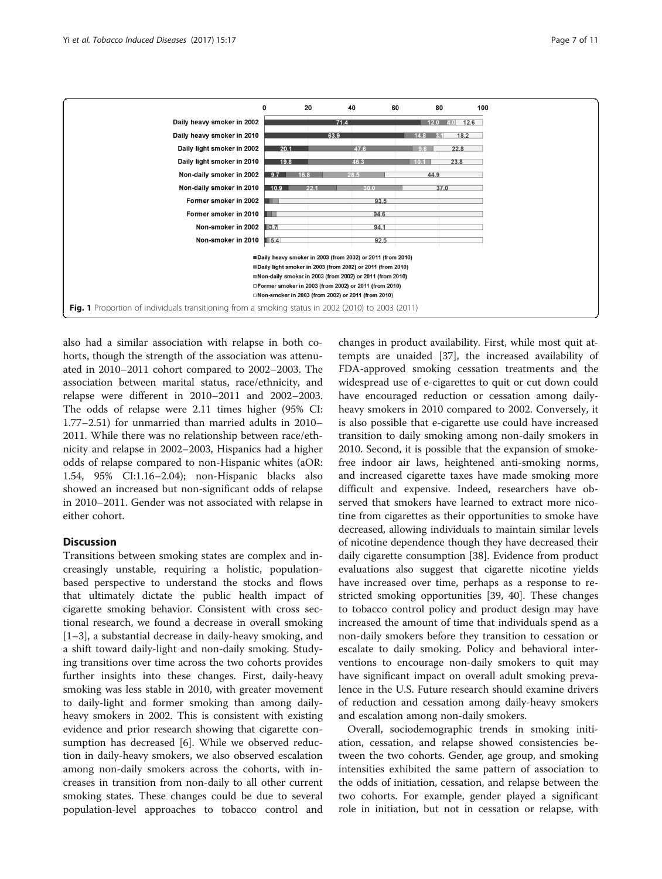Fig. 1 Proportion of individuals transitioning from a smoking status in 2002 (2010) to 2003 (2011)

also had a similar association with relapse in both cohorts, though the strength of the association was attenuated in 2010–2011 cohort compared to 2002–2003. The association between marital status, race/ethnicity, and relapse were different in 2010–2011 and 2002–2003. The odds of relapse were 2.11 times higher (95% CI: 1.77–2.51) for unmarried than married adults in 2010–2011. While there was no relationship between race/ethnicity and relapse in 2002–2003, Hispanics had a higher odds of relapse compared to non-Hispanic whites (aOR: 1.54, 95% CI:1.16–2.04); non-Hispanic blacks also showed an increased but non-significant odds of relapse in 2010–2011. Gender was not associated with relapse in either cohort.

## Discussion

Transitions between smoking states are complex and increasingly unstable, requiring a holistic, population-based perspective to understand the stocks and flows that ultimately dictate the public health impact of cigarette smoking behavior. Consistent with cross sectional research, we found a decrease in overall smoking [1–3], a substantial decrease in daily-heavy smoking, and a shift toward daily-light and non-daily smoking. Studying transitions over time across the two cohorts provides further insights into these changes. First, daily-heavy smoking was less stable in 2010, with greater movement to daily-light and former smoking than among daily-heavy smokers in 2002. This is consistent with existing evidence and prior research showing that cigarette consumption has decreased [6]. While we observed reduction in daily-heavy smokers, we also observed escalation among non-daily smokers across the cohorts, with increases in transition from non-daily to all other current smoking states. These changes could be due to several population-level approaches to tobacco control and changes in product availability. First, while most quit attempts are unaided [37], the increased availability of FDA-approved smoking cessation treatments and the widespread use of e-cigarettes to quit or cut down could have encouraged reduction or cessation among daily-heavy smokers in 2010 compared to 2002. Conversely, it is also possible that e-cigarette use could have increased transition to daily smoking among non-daily smokers in 2010. Second, it is possible that the expansion of smoke-free indoor air laws, heightened anti-smoking norms, and increased cigarette taxes have made smoking more difficult and expensive. Indeed, researchers have observed that smokers have learned to extract more nicotine from cigarettes as their opportunities to smoke have decreased, allowing individuals to maintain similar levels of nicotine dependence though they have decreased their daily cigarette consumption [38]. Evidence from product evaluations also suggest that cigarette nicotine yields have increased over time, perhaps as a response to restricted smoking opportunities [39, 40]. These changes to tobacco control policy and product design may have increased the amount of time that individuals spend as a non-daily smokers before they transition to cessation or escalate to daily smoking. Policy and behavioral interventions to encourage non-daily smokers to quit may have significant impact on overall adult smoking prevalence in the U.S. Future research should examine drivers of reduction and cessation among daily-heavy smokers and escalation among non-daily smokers.

Overall, sociodemographic trends in smoking initiation, cessation, and relapse showed consistencies between the two cohorts. Gender, age group, and smoking intensities exhibited the same pattern of association to the odds of initiation, cessation, and relapse between the two cohorts. For example, gender played a significant role in initiation, but not in cessation or relapse, with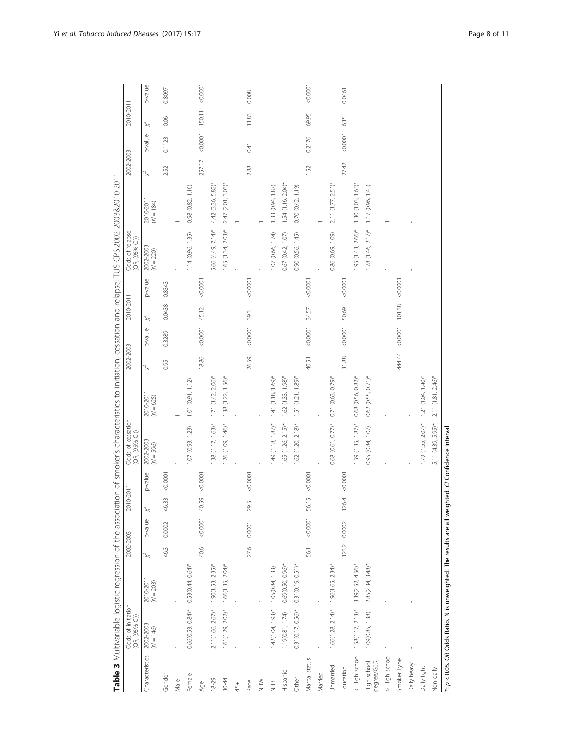**Table 3** Multivariable logistic regression of the association of smoker's characteristics to initiation, cessation and relapse; TUS-CPS:2002-2003&2010-2011

| Characteristics | Odds of initiation (OR, (95% CI)) 2002-2003 (N = 146) | 2010-2011 (N = 203) | 2002-2003 $\chi^2$ | p-value | 2010-2011 $\chi^2$ | p-value | Odds of cessation (OR, (95% CI)) 2002-2003 (N = 596) | 2010-2011 (N = 625) | 2002-2003 $\chi^2$ | p-value | 2010-2011 $\chi^2$ | p-value | Odds of relapse (OR, (95% CI)) 2002-2003 (N = 220) | 2010-2011 (N = 184) | 2002-2003 $\chi^2$ | p-value | 2010-2011 $\chi^2$ | p-value |
|---|---|---|---|---|---|---|---|---|---|---|---|---|---|---|---|---|---|---|
| Gender | | | 46.3 | 0.0002 | 46.33 | <0.0001 | | | 0.95 | 0.3289 | 0.0438 | 0.8343 | | | 2.52 | 0.1123 | 0.06 | 0.8097 |
| Male | 1 | 1 | | | | | 1 | 1 | | | | | 1 | 1 | | | | |
| Female | 0.66(0.53, 0.84)* | 0.53(0.44, 0.64)* | | | | | 1.07 (0.93, 1.23) | 1.01 (0.91, 1.12) | | | | | 1.14 (0.96, 1.35) | 0.98 (0.82, 1.16) | | | | |
| Age | | | 40.6 | <0.0001 | 40.59 | <0.0001 | | | 18.86 | <0.0001 | 45.12 | <0.0001 | | | 257.17 | <0.0001 | 150.11 | <0.0001 |
| 18-29 | 2.11(1.66, 2.67)* | 1.90(1.53, 2.35)* | | | | | 1.38 (1.17, 1.63)* | 1.71 (1.42, 2.06)* | | | | | 5.66 (4.49, 7.14)* | 4.42 (3.36, 5.82)* | | | | |
| 30-44 | 1.61(1.29, 2.02)* | 1.66(1.35, 2.04)* | | | | | 1.26 (1.09, 1.46)* | 1.38 (1.22, 1.56)* | | | | | 1.65 (1.34, 2.03)* | 2.47 (2.01, 3.03)* | | | | |
| 45+ | 1 | 1 | | | | | 1 | 1 | | | | | 1 | 1 | | | | |
| Race | | | 27.6 | 0.0001 | 29.5 | <0.0001 | | | 26.59 | <0.0001 | 39.3 | <0.0001 | | | 2.88 | 0.41 | 11.83 | 0.008 |
| NHW | 1 | 1 | | | | | 1 | 1 | | | | | 1 | 1 | | | | |
| NHB | 1.42(1.04, 1.93)* | 1.05(0.84, 1.33) | | | | | 1.49 (1.18, 1.87)* | 1.41 (1.18, 1.69)* | | | | | 1.07 (0.66, 1.74) | 1.33 (0.94, 1.87) | | | | |
| Hispanic | 1.19(0.81, 1.74) | 0.69(0.50, 0.96)* | | | | | 1.65 (1.26, 2.15)* | 1.62 (1.33, 1.98)* | | | | | 0.67 (0.42, 1.07) | 1.54 (1.16, 2.04)* | | | | |
| Other | 0.31(0.17, 0.56)* | 0.31(0.19, 0.51)* | | | | | 1.62 (1.20, 2.18)* | 1.51 (1.21, 1.89)* | | | | | 0.90 (0.56, 1.45) | 0.70 (0.42, 1.19) | | | | |
| Marital status | | | 56.1 | <0.0001 | 56.15 | <0.0001 | | | 40.51 | <0.0001 | 34.57 | <0.0001 | | | 1.52 | 0.2176 | 69.95 | <0.0001 |
| Married | 1 | 1 | | | | | 1 | 1 | | | | | 1 | 1 | | | | |
| Unmarried | 1.66(1.28, 2.14)* | 1.96(1.65, 2.34)* | | | | | 0.68 (0.61, 0.77)* | 0.71 (0.63, 0.79)* | | | | | 0.86 (0.69, 1.09) | 2.11 (1.77, 2.51)* | | | | |
| Education | | | 123.2 | 0.0002 | 126.4 | <0.0001 | | | 31.88 | <0.0001 | 50.69 | <0.0001 | | | 27.42 | <0.0001 | 6.15 | 0.0461 |
| < High school | 1.58(1.17, 2.13)* | 3.39(2.52, 4.56)* | | | | | 1.59 (1.35, 1.87)* | 0.68 (0.56, 0.82)* | | | | | 1.95 (1.43, 2.66)* | 1.30 (1.03, 1.65)* | | | | |
| High school degree/GED | 1.09(0.85, 1.38) | 2.85(2.34, 3.48)* | | | | | 0.95 (0.84, 1.07) | 0.62 (0.55, 0.71)* | | | | | 1.78 (1.46, 2.17)* | 1.17 (0.96, 1.43) | | | | |
| > High school | 1 | 1 | | | | | 1 | 1 | | | | | 1 | 1 | | | | |
| Smoker Type | | | | | | | | | 444.44 | <0.0001 | 101.38 | <0.0001 | | | | | | |
| Daily heavy | - | - | | | | | 1 | 1 | | | | | - | - | | | | |
| Daily light | - | - | | | | | 1.79 (1.55, 2.07)* | 1.21 (1.04, 1.40)* | | | | | - | - | | | | |
| Non-daily | - | - | | | | | 5.11 (4.39, 5.95)* | 2.11 (1.81, 2.46)* | | | | | - | - | | | | |

*: $p < 0.05$. *OR* Odds Ratio. N is unweighted. The results are all weighted. *CI* Confidence Interval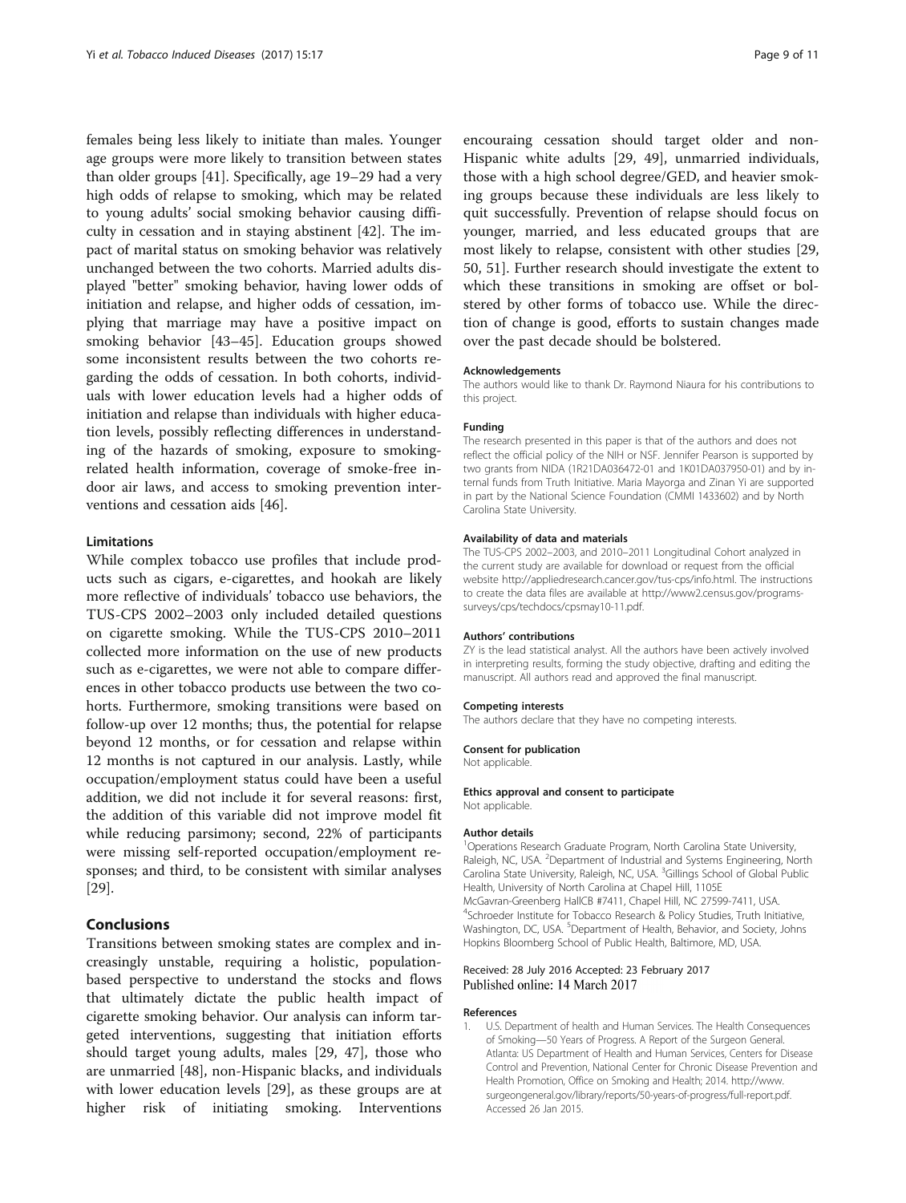females being less likely to initiate than males. Younger age groups were more likely to transition between states than older groups [41]. Specifically, age 19–29 had a very high odds of relapse to smoking, which may be related to young adults' social smoking behavior causing difficulty in cessation and in staying abstinent [42]. The impact of marital status on smoking behavior was relatively unchanged between the two cohorts. Married adults displayed "better" smoking behavior, having lower odds of initiation and relapse, and higher odds of cessation, implying that marriage may have a positive impact on smoking behavior [43–45]. Education groups showed some inconsistent results between the two cohorts regarding the odds of cessation. In both cohorts, individuals with lower education levels had a higher odds of initiation and relapse than individuals with higher education levels, possibly reflecting differences in understanding of the hazards of smoking, exposure to smoking-related health information, coverage of smoke-free indoor air laws, and access to smoking prevention interventions and cessation aids [46].

### Limitations

While complex tobacco use profiles that include products such as cigars, e-cigarettes, and hookah are likely more reflective of individuals' tobacco use behaviors, the TUS-CPS 2002–2003 only included detailed questions on cigarette smoking. While the TUS-CPS 2010–2011 collected more information on the use of new products such as e-cigarettes, we were not able to compare differences in other tobacco products use between the two cohorts. Furthermore, smoking transitions were based on follow-up over 12 months; thus, the potential for relapse beyond 12 months, or for cessation and relapse within 12 months is not captured in our analysis. Lastly, while occupation/employment status could have been a useful addition, we did not include it for several reasons: first, the addition of this variable did not improve model fit while reducing parsimony; second, 22% of participants were missing self-reported occupation/employment responses; and third, to be consistent with similar analyses [29].

## Conclusions

Transitions between smoking states are complex and increasingly unstable, requiring a holistic, population-based perspective to understand the stocks and flows that ultimately dictate the public health impact of cigarette smoking behavior. Our analysis can inform targeted interventions, suggesting that initiation efforts should target young adults, males [29, 47], those who are unmarried [48], non-Hispanic blacks, and individuals with lower education levels [29], as these groups are at higher risk of initiating smoking. Interventions encouraing cessation should target older and non-Hispanic white adults [29, 49], unmarried individuals, those with a high school degree/GED, and heavier smoking groups because these individuals are less likely to quit successfully. Prevention of relapse should focus on younger, married, and less educated groups that are most likely to relapse, consistent with other studies [29, 50, 51]. Further research should investigate the extent to which these transitions in smoking are offset or bolstered by other forms of tobacco use. While the direction of change is good, efforts to sustain changes made over the past decade should be bolstered.

#### Acknowledgements

The authors would like to thank Dr. Raymond Niaura for his contributions to this project.

#### Funding

The research presented in this paper is that of the authors and does not reflect the official policy of the NIH or NSF. Jennifer Pearson is supported by two grants from NIDA (1R21DA036472-01 and 1K01DA037950-01) and by internal funds from Truth Initiative. Maria Mayorga and Zinan Yi are supported in part by the National Science Foundation (CMMI 1433602) and by North Carolina State University.

#### Availability of data and materials

The TUS-CPS 2002–2003, and 2010–2011 Longitudinal Cohort analyzed in the current study are available for download or request from the official website http://appliedresearch.cancer.gov/tus-cps/info.html. The instructions to create the data files are available at http://www2.census.gov/programs-surveys/cps/techdocs/cpsmay10-11.pdf.

#### Authors' contributions

ZY is the lead statistical analyst. All the authors have been actively involved in interpreting results, forming the study objective, drafting and editing the manuscript. All authors read and approved the final manuscript.

#### Competing interests

The authors declare that they have no competing interests.

#### Consent for publication

Not applicable.

#### Ethics approval and consent to participate

Not applicable.

#### Author details

[1]Operations Research Graduate Program, North Carolina State University, Raleigh, NC, USA. [2]Department of Industrial and Systems Engineering, North Carolina State University, Raleigh, NC, USA. [3]Gillings School of Global Public Health, University of North Carolina at Chapel Hill, 1105E McGavran-Greenberg HallCB #7411, Chapel Hill, NC 27599-7411, USA. [4]Schroeder Institute for Tobacco Research & Policy Studies, Truth Initiative, Washington, DC, USA. [5]Department of Health, Behavior, and Society, Johns Hopkins Bloomberg School of Public Health, Baltimore, MD, USA.

Received: 28 July 2016 Accepted: 23 February 2017
Published online: 14 March 2017

#### References

1. U.S. Department of health and Human Services. The Health Consequences of Smoking—50 Years of Progress. A Report of the Surgeon General. Atlanta: US Department of Health and Human Services, Centers for Disease Control and Prevention, National Center for Chronic Disease Prevention and Health Promotion, Office on Smoking and Health; 2014. http://www.surgeongeneral.gov/library/reports/50-years-of-progress/full-report.pdf. Accessed 26 Jan 2015.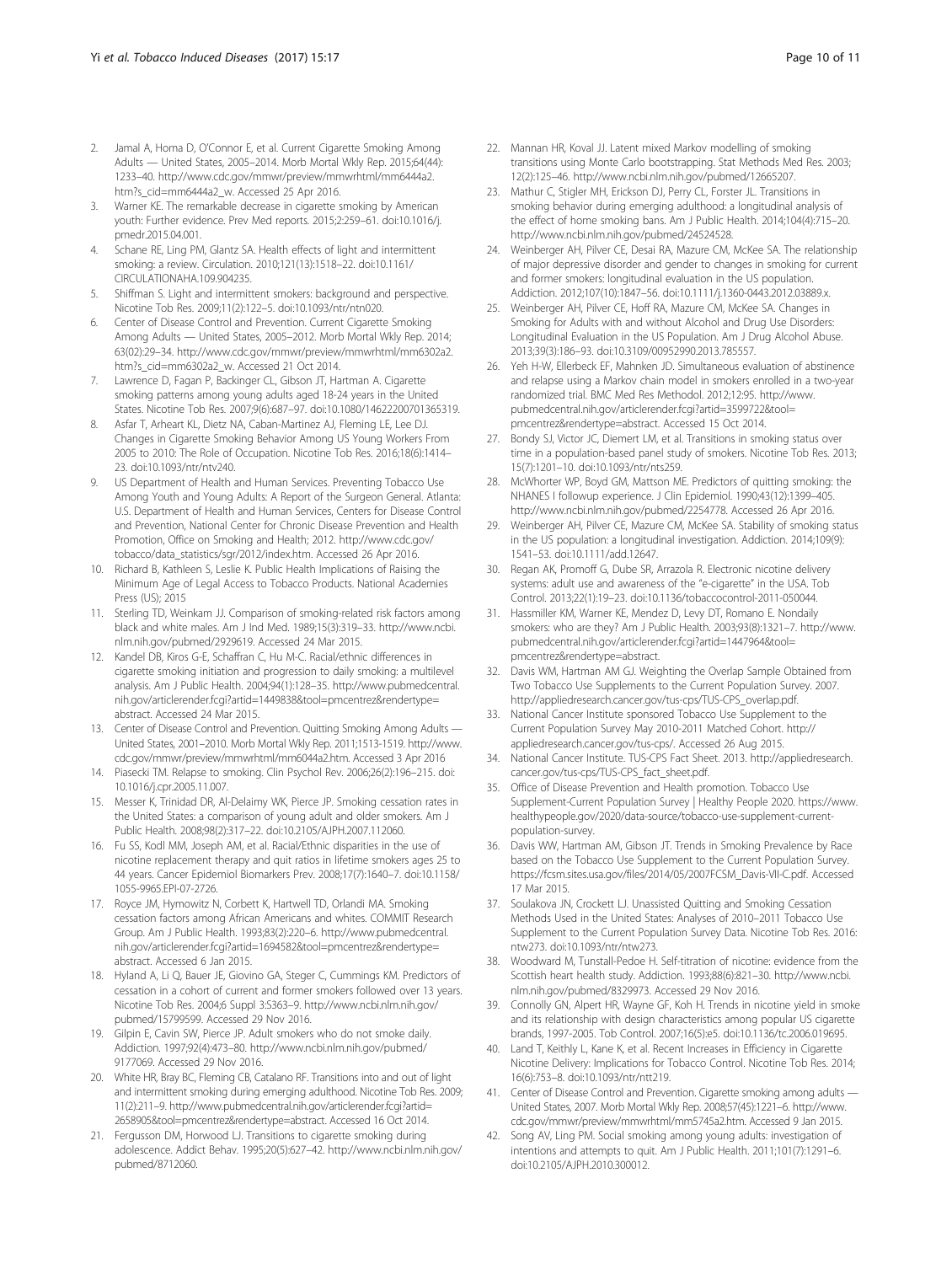2. Jamal A, Homa D, O'Connor E, et al. Current Cigarette Smoking Among Adults — United States, 2005–2014. Morb Mortal Wkly Rep. 2015;64(44): 1233–40. http://www.cdc.gov/mmwr/preview/mmwrhtml/mm6444a2.htm?s_cid=mm6444a2_w. Accessed 25 Apr 2016.
3. Warner KE. The remarkable decrease in cigarette smoking by American youth: Further evidence. Prev Med reports. 2015;2:259–61. doi:10.1016/j.pmedr.2015.04.001.
4. Schane RE, Ling PM, Glantz SA. Health effects of light and intermittent smoking: a review. Circulation. 2010;121(13):1518–22. doi:10.1161/CIRCULATIONAHA.109.904235.
5. Shiffman S. Light and intermittent smokers: background and perspective. Nicotine Tob Res. 2009;11(2):122–5. doi:10.1093/ntr/ntn020.
6. Center of Disease Control and Prevention. Current Cigarette Smoking Among Adults — United States, 2005–2012. Morb Mortal Wkly Rep. 2014; 63(02):29–34. http://www.cdc.gov/mmwr/preview/mmwrhtml/mm6302a2.htm?s_cid=mm6302a2_w. Accessed 21 Oct 2014.
7. Lawrence D, Fagan P, Backinger CL, Gibson JT, Hartman A. Cigarette smoking patterns among young adults aged 18-24 years in the United States. Nicotine Tob Res. 2007;9(6):687–97. doi:10.1080/14622200701365319.
8. Asfar T, Arheart KL, Dietz NA, Caban-Martinez AJ, Fleming LE, Lee DJ. Changes in Cigarette Smoking Behavior Among US Young Workers From 2005 to 2010: The Role of Occupation. Nicotine Tob Res. 2016;18(6):1414–23. doi:10.1093/ntr/ntv240.
9. US Department of Health and Human Services. Preventing Tobacco Use Among Youth and Young Adults: A Report of the Surgeon General. Atlanta: U.S. Department of Health and Human Services, Centers for Disease Control and Prevention, National Center for Chronic Disease Prevention and Health Promotion, Office on Smoking and Health; 2012. http://www.cdc.gov/tobacco/data_statistics/sgr/2012/index.htm. Accessed 26 Apr 2016.
10. Richard B, Kathleen S, Leslie K. Public Health Implications of Raising the Minimum Age of Legal Access to Tobacco Products. National Academies Press (US); 2015
11. Sterling TD, Weinkam JJ. Comparison of smoking-related risk factors among black and white males. Am J Ind Med. 1989;15(3):319–33. http://www.ncbi.nlm.nih.gov/pubmed/2929619. Accessed 24 Mar 2015.
12. Kandel DB, Kiros G-E, Schaffran C, Hu M-C. Racial/ethnic differences in cigarette smoking initiation and progression to daily smoking: a multilevel analysis. Am J Public Health. 2004;94(1):128–35. http://www.pubmedcentral.nih.gov/articlerender.fcgi?artid=1449838&tool=pmcentrez&rendertype=abstract. Accessed 24 Mar 2015.
13. Center of Disease Control and Prevention. Quitting Smoking Among Adults — United States, 2001–2010. Morb Mortal Wkly Rep. 2011;1513-1519. http://www.cdc.gov/mmwr/preview/mmwrhtml/mm6044a2.htm. Accessed 3 Apr 2016
14. Piasecki TM. Relapse to smoking. Clin Psychol Rev. 2006;26(2):196–215. doi: 10.1016/j.cpr.2005.11.007.
15. Messer K, Trinidad DR, Al-Delaimy WK, Pierce JP. Smoking cessation rates in the United States: a comparison of young adult and older smokers. Am J Public Health. 2008;98(2):317–22. doi:10.2105/AJPH.2007.112060.
16. Fu SS, Kodl MM, Joseph AM, et al. Racial/Ethnic disparities in the use of nicotine replacement therapy and quit ratios in lifetime smokers ages 25 to 44 years. Cancer Epidemiol Biomarkers Prev. 2008;17(7):1640–7. doi:10.1158/1055-9965.EPI-07-2726.
17. Royce JM, Hymowitz N, Corbett K, Hartwell TD, Orlandi MA. Smoking cessation factors among African Americans and whites. COMMIT Research Group. Am J Public Health. 1993;83(2):220–6. http://www.pubmedcentral.nih.gov/articlerender.fcgi?artid=1694582&tool=pmcentrez&rendertype=abstract. Accessed 6 Jan 2015.
18. Hyland A, Li Q, Bauer JE, Giovino GA, Steger C, Cummings KM. Predictors of cessation in a cohort of current and former smokers followed over 13 years. Nicotine Tob Res. 2004;6 Suppl 3:S363–9. http://www.ncbi.nlm.nih.gov/pubmed/15799599. Accessed 29 Nov 2016.
19. Gilpin E, Cavin SW, Pierce JP. Adult smokers who do not smoke daily. Addiction. 1997;92(4):473–80. http://www.ncbi.nlm.nih.gov/pubmed/9177069. Accessed 29 Nov 2016.
20. White HR, Bray BC, Fleming CB, Catalano RF. Transitions into and out of light and intermittent smoking during emerging adulthood. Nicotine Tob Res. 2009; 11(2):211–9. http://www.pubmedcentral.nih.gov/articlerender.fcgi?artid=2658905&tool=pmcentrez&rendertype=abstract. Accessed 16 Oct 2014.
21. Fergusson DM, Horwood LJ. Transitions to cigarette smoking during adolescence. Addict Behav. 1995;20(5):627–42. http://www.ncbi.nlm.nih.gov/pubmed/8712060.
22. Mannan HR, Koval JJ. Latent mixed Markov modelling of smoking transitions using Monte Carlo bootstrapping. Stat Methods Med Res. 2003; 12(2):125–46. http://www.ncbi.nlm.nih.gov/pubmed/12665207.
23. Mathur C, Stigler MH, Erickson DJ, Perry CL, Forster JL. Transitions in smoking behavior during emerging adulthood: a longitudinal analysis of the effect of home smoking bans. Am J Public Health. 2014;104(4):715–20. http://www.ncbi.nlm.nih.gov/pubmed/24524528.
24. Weinberger AH, Pilver CE, Desai RA, Mazure CM, McKee SA. The relationship of major depressive disorder and gender to changes in smoking for current and former smokers: longitudinal evaluation in the US population. Addiction. 2012;107(10):1847–56. doi:10.1111/j.1360-0443.2012.03889.x.
25. Weinberger AH, Pilver CE, Hoff RA, Mazure CM, McKee SA. Changes in Smoking for Adults with and without Alcohol and Drug Use Disorders: Longitudinal Evaluation in the US Population. Am J Drug Alcohol Abuse. 2013;39(3):186–93. doi:10.3109/00952990.2013.785557.
26. Yeh H-W, Ellerbeck EF, Mahnken JD. Simultaneous evaluation of abstinence and relapse using a Markov chain model in smokers enrolled in a two-year randomized trial. BMC Med Res Methodol. 2012;12:95. http://www.pubmedcentral.nih.gov/articlerender.fcgi?artid=3597722&tool=pmcentrez&rendertype=abstract. Accessed 15 Oct 2014.
27. Bondy SJ, Victor JC, Diemert LM, et al. Transitions in smoking status over time in a population-based panel study of smokers. Nicotine Tob Res. 2013; 15(7):1201–10. doi:10.1093/ntr/nts259.
28. McWhorter WP, Boyd GM, Mattson ME. Predictors of quitting smoking: the NHANES I followup experience. J Clin Epidemiol. 1990;43(12):1399–405. http://www.ncbi.nlm.nih.gov/pubmed/2254778. Accessed 26 Apr 2016.
29. Weinberger AH, Pilver CE, Mazure CM, McKee SA. Stability of smoking status in the US population: a longitudinal investigation. Addiction. 2014;109(9): 1541–53. doi:10.1111/add.12647.
30. Regan AK, Promoff G, Dube SR, Arrazola R. Electronic nicotine delivery systems: adult use and awareness of the "e-cigarette" in the USA. Tob Control. 2013;22(1):19–23. doi:10.1136/tobaccocontrol-2011-050044.
31. Hassmiller KM, Warner KE, Mendez D, Levy DT, Romano E. Nondaily smokers: who are they? Am J Public Health. 2003;93(8):1321–7. http://www.pubmedcentral.nih.gov/articlerender.fcgi?artid=1447964&tool=pmcentrez&rendertype=abstract.
32. Davis WM, Hartman AM GJ. Weighting the Overlap Sample Obtained from Two Tobacco Use Supplements to the Current Population Survey. 2007. http://appliedresearch.cancer.gov/tus-cps/TUS-CPS_overlap.pdf.
33. National Cancer Institute sponsored Tobacco Use Supplement to the Current Population Survey May 2010-2011 Matched Cohort. http://appliedresearch.cancer.gov/tus-cps/. Accessed 26 Aug 2015.
34. National Cancer Institute. TUS-CPS Fact Sheet. 2013. http://appliedresearch.cancer.gov/tus-cps/TUS-CPS_fact_sheet.pdf.
35. Office of Disease Prevention and Health promotion. Tobacco Use Supplement-Current Population Survey | Healthy People 2020. https://www.healthypeople.gov/2020/data-source/tobacco-use-supplement-current-population-survey.
36. Davis WW, Hartman AM, Gibson JT. Trends in Smoking Prevalence by Race based on the Tobacco Use Supplement to the Current Population Survey. https://fcsm.sites.usa.gov/files/2014/05/2007FCSM_Davis-VII-C.pdf. Accessed 17 Mar 2015.
37. Soulakova JN, Crockett LJ. Unassisted Quitting and Smoking Cessation Methods Used in the United States: Analyses of 2010–2011 Tobacco Use Supplement to the Current Population Survey Data. Nicotine Tob Res. 2016: ntw273. doi:10.1093/ntr/ntw273.
38. Woodward M, Tunstall-Pedoe H. Self-titration of nicotine: evidence from the Scottish heart health study. Addiction. 1993;88(6):821–30. http://www.ncbi.nlm.nih.gov/pubmed/8329973. Accessed 29 Nov 2016.
39. Connolly GN, Alpert HR, Wayne GF, Koh H. Trends in nicotine yield in smoke and its relationship with design characteristics among popular US cigarette brands, 1997-2005. Tob Control. 2007;16(5):e5. doi:10.1136/tc.2006.019695.
40. Land T, Keithly L, Kane K, et al. Recent Increases in Efficiency in Cigarette Nicotine Delivery: Implications for Tobacco Control. Nicotine Tob Res. 2014; 16(6):753–8. doi:10.1093/ntr/ntt219.
41. Center of Disease Control and Prevention. Cigarette smoking among adults — United States, 2007. Morb Mortal Wkly Rep. 2008;57(45):1221–6. http://www.cdc.gov/mmwr/preview/mmwrhtml/mm5745a2.htm. Accessed 9 Jan 2015.
42. Song AV, Ling PM. Social smoking among young adults: investigation of intentions and attempts to quit. Am J Public Health. 2011;101(7):1291–6. doi:10.2105/AJPH.2010.300012.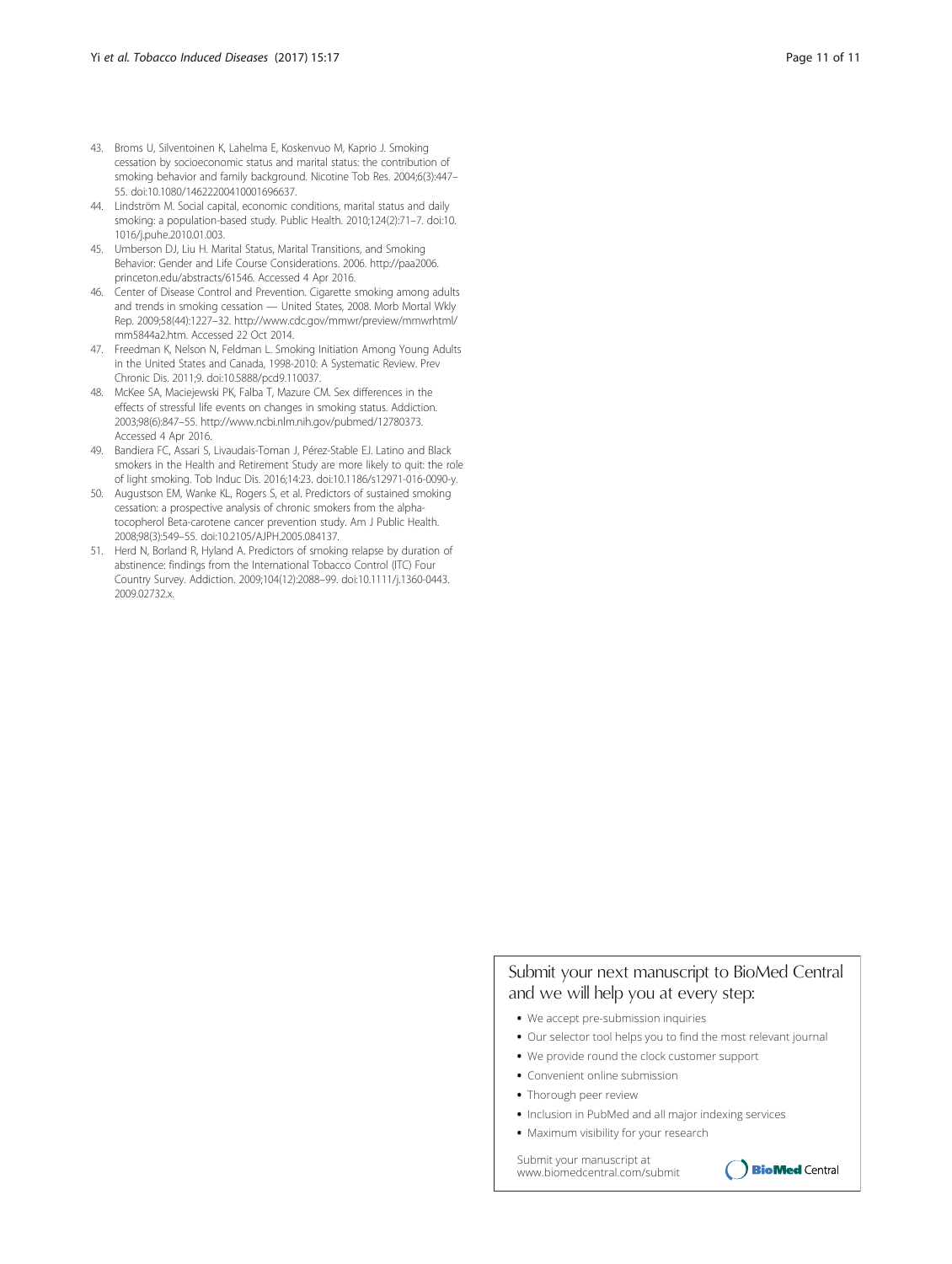43. Broms U, Silventoinen K, Lahelma E, Koskenvuo M, Kaprio J. Smoking cessation by socioeconomic status and marital status: the contribution of smoking behavior and family background. Nicotine Tob Res. 2004;6(3):447–55. doi:10.1080/14622200410001696637.
44. Lindström M. Social capital, economic conditions, marital status and daily smoking: a population-based study. Public Health. 2010;124(2):71–7. doi:10.1016/j.puhe.2010.01.003.
45. Umberson DJ, Liu H. Marital Status, Marital Transitions, and Smoking Behavior: Gender and Life Course Considerations. 2006. http://paa2006.princeton.edu/abstracts/61546. Accessed 4 Apr 2016.
46. Center of Disease Control and Prevention. Cigarette smoking among adults and trends in smoking cessation — United States, 2008. Morb Mortal Wkly Rep. 2009;58(44):1227–32. http://www.cdc.gov/mmwr/preview/mmwrhtml/mm5844a2.htm. Accessed 22 Oct 2014.
47. Freedman K, Nelson N, Feldman L. Smoking Initiation Among Young Adults in the United States and Canada, 1998-2010: A Systematic Review. Prev Chronic Dis. 2011;9. doi:10.5888/pcd9.110037.
48. McKee SA, Maciejewski PK, Falba T, Mazure CM. Sex differences in the effects of stressful life events on changes in smoking status. Addiction. 2003;98(6):847–55. http://www.ncbi.nlm.nih.gov/pubmed/12780373. Accessed 4 Apr 2016.
49. Bandiera FC, Assari S, Livaudais-Toman J, Pérez-Stable EJ. Latino and Black smokers in the Health and Retirement Study are more likely to quit: the role of light smoking. Tob Induc Dis. 2016;14:23. doi:10.1186/s12971-016-0090-y.
50. Augustson EM, Wanke KL, Rogers S, et al. Predictors of sustained smoking cessation: a prospective analysis of chronic smokers from the alpha-tocopherol Beta-carotene cancer prevention study. Am J Public Health. 2008;98(3):549–55. doi:10.2105/AJPH.2005.084137.
51. Herd N, Borland R, Hyland A. Predictors of smoking relapse by duration of abstinence: findings from the International Tobacco Control (ITC) Four Country Survey. Addiction. 2009;104(12):2088–99. doi:10.1111/j.1360-0443.2009.02732.x.

Submit your next manuscript to BioMed Central and we will help you at every step:

- We accept pre-submission inquiries
- Our selector tool helps you to find the most relevant journal
- We provide round the clock customer support
- Convenient online submission
- Thorough peer review
- Inclusion in PubMed and all major indexing services
- Maximum visibility for your research

Submit your manuscript at www.biomedcentral.com/submit

BioMed Central